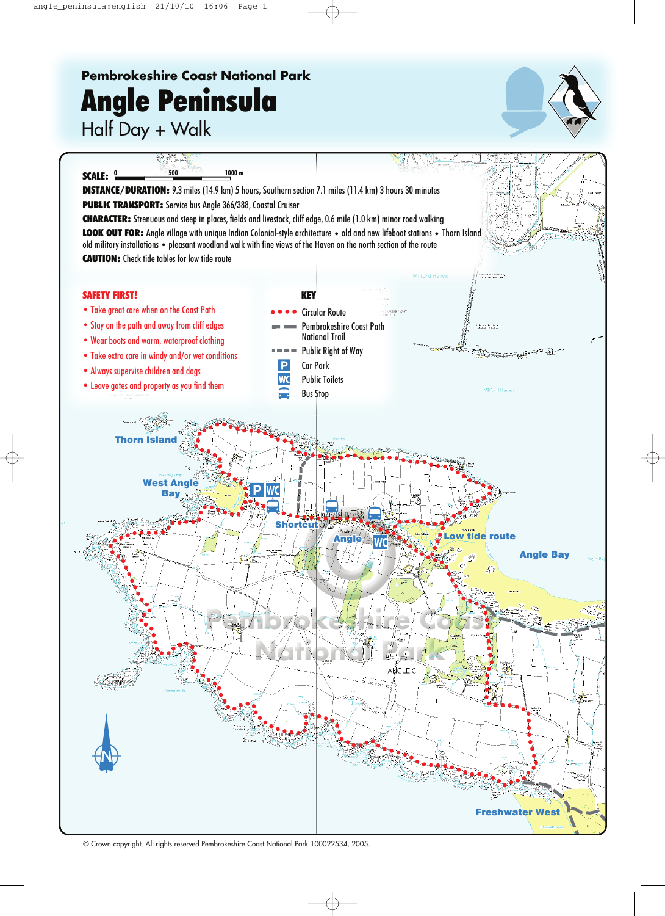Pembrokeshire Coast National Park

# Angle Peninsula

## Half Day + Walk

**SCALE:** 0 — 500 — 1000 m

**DISTANCE/DURATION:** 9.3 miles (14.9 km) 5 hours, Southern section 7.1 miles (11.4 km) 3 hours 30 minutes

**PUBLIC TRANSPORT:** Service bus Angle 366/388, Coastal Cruiser

**CHARACTER:** Strenuous and steep in places, fields and livestock, cliff edge, 0.6 mile (1.0 km) minor road walking

**LOOK OUT FOR:** Angle village with unique Indian Colonial-style architecture • old and new lifeboat stations • Thorn Island old military installations • pleasant woodland walk with fine views of the Haven on the north section of the route

**CAUTION:** Check tide tables for low tide route

### SAFETY FIRST!

- Take great care when on the Coast Path
- Stay on the path and away from cliff edges
- Wear boots and warm, waterproof clothing
- Take extra care in windy and/or wet conditions
- Always supervise children and dogs
- Leave gates and property as you find them

### KEY

- Circular Route
- Pembrokeshire Coast Path National Trail
- Public Right of Way
- P — Car Park
- WC — Public Toilets
- Bus Stop

Thorn Island
West Angle Bay
Shortcut
Angle
Low tide route
Angle Bay
Freshwater West

© Crown copyright. All rights reserved Pembrokeshire Coast National Park 100022534, 2005.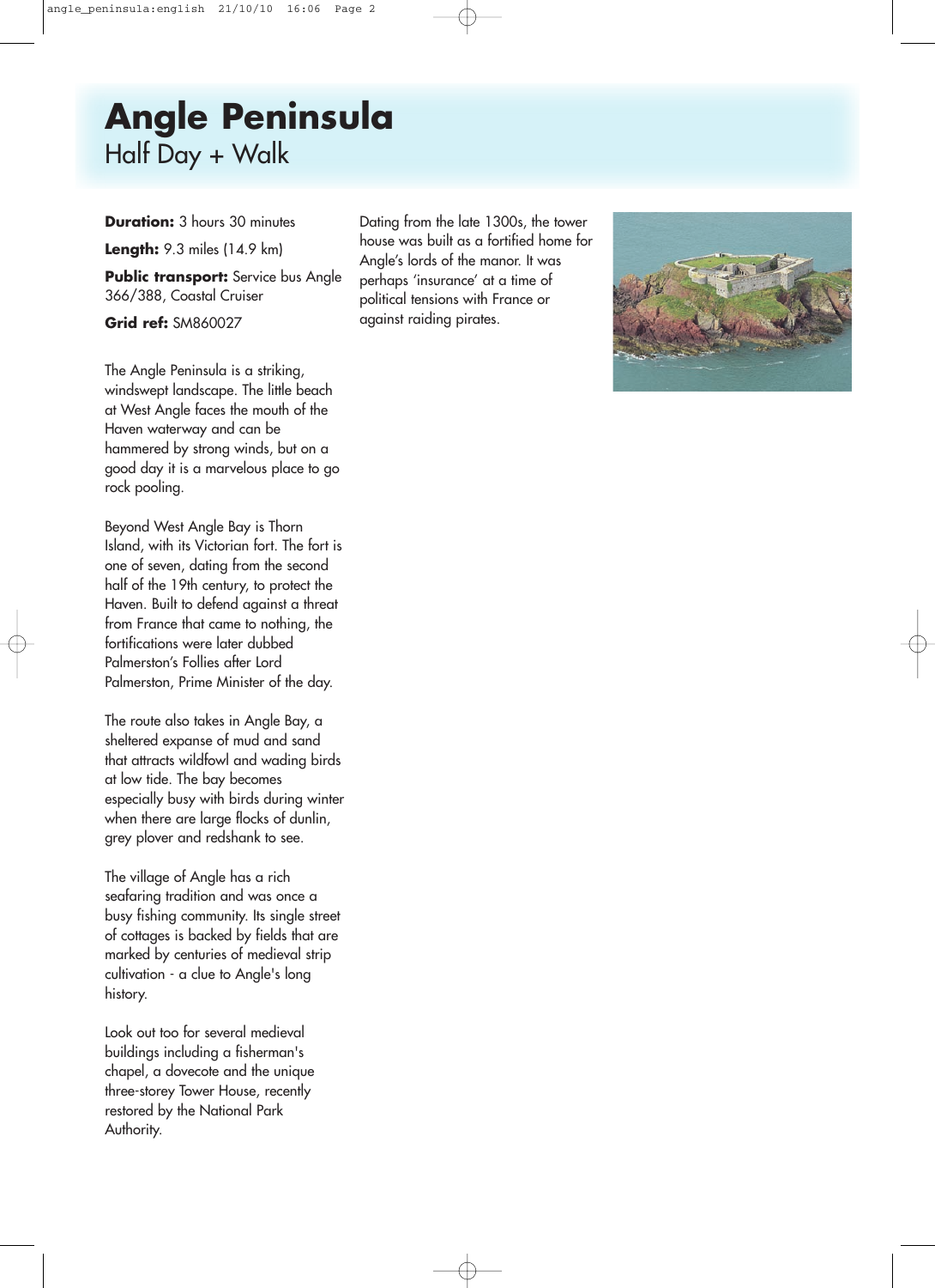# Angle Peninsula

## Half Day + Walk

**Duration:** 3 hours 30 minutes

**Length:** 9.3 miles (14.9 km)

**Public transport:** Service bus Angle 366/388, Coastal Cruiser

**Grid ref:** SM860027

The Angle Peninsula is a striking, windswept landscape. The little beach at West Angle faces the mouth of the Haven waterway and can be hammered by strong winds, but on a good day it is a marvelous place to go rock pooling.

Beyond West Angle Bay is Thorn Island, with its Victorian fort. The fort is one of seven, dating from the second half of the 19th century, to protect the Haven. Built to defend against a threat from France that came to nothing, the fortifications were later dubbed Palmerston's Follies after Lord Palmerston, Prime Minister of the day.

The route also takes in Angle Bay, a sheltered expanse of mud and sand that attracts wildfowl and wading birds at low tide. The bay becomes especially busy with birds during winter when there are large flocks of dunlin, grey plover and redshank to see.

The village of Angle has a rich seafaring tradition and was once a busy fishing community. Its single street of cottages is backed by fields that are marked by centuries of medieval strip cultivation - a clue to Angle's long history.

Look out too for several medieval buildings including a fisherman's chapel, a dovecote and the unique three-storey Tower House, recently restored by the National Park Authority.

Dating from the late 1300s, the tower house was built as a fortified home for Angle's lords of the manor. It was perhaps 'insurance' at a time of political tensions with France or against raiding pirates.